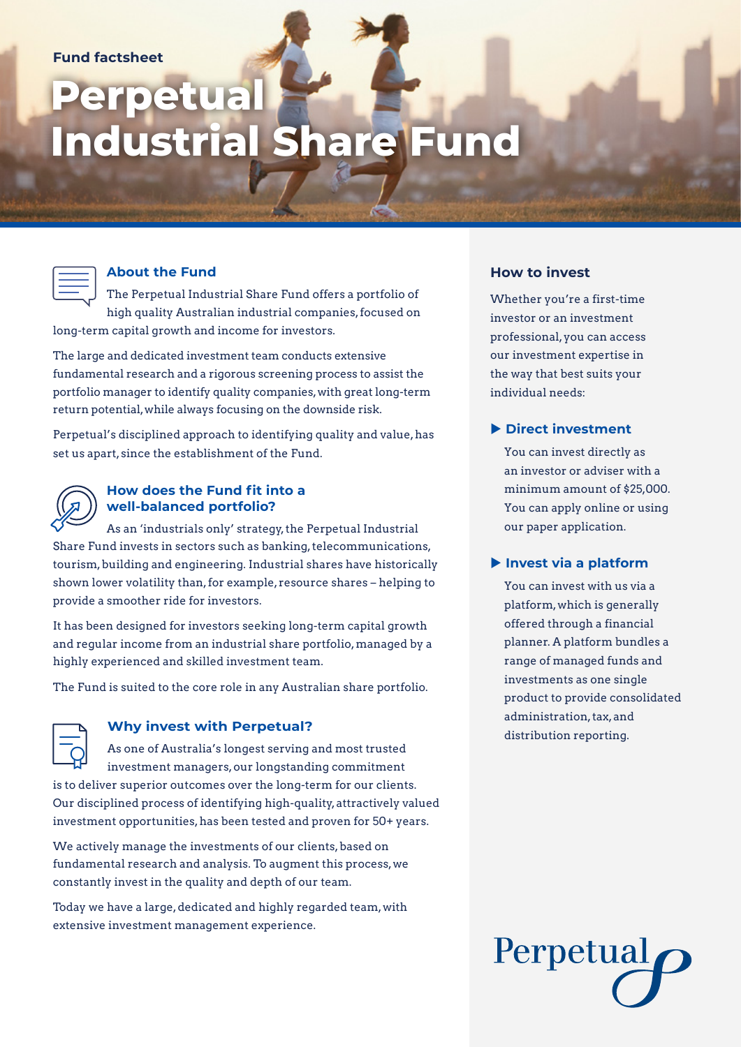Fund factsheet

# Perpetual Industrial Share Fund

## About the Fund

The Perpetual Industrial Share Fund offers a portfolio of high quality Australian industrial companies, focused on long-term capital growth and income for investors.

The large and dedicated investment team conducts extensive fundamental research and a rigorous screening process to assist the portfolio manager to identify quality companies, with great long-term return potential, while always focusing on the downside risk.

Perpetual's disciplined approach to identifying quality and value, has set us apart, since the establishment of the Fund.

## How does the Fund fit into a well-balanced portfolio?

As an 'industrials only' strategy, the Perpetual Industrial Share Fund invests in sectors such as banking, telecommunications, tourism, building and engineering. Industrial shares have historically shown lower volatility than, for example, resource shares – helping to provide a smoother ride for investors.

It has been designed for investors seeking long-term capital growth and regular income from an industrial share portfolio, managed by a highly experienced and skilled investment team.

The Fund is suited to the core role in any Australian share portfolio.

## Why invest with Perpetual?

As one of Australia's longest serving and most trusted investment managers, our longstanding commitment is to deliver superior outcomes over the long-term for our clients. Our disciplined process of identifying high-quality, attractively valued investment opportunities, has been tested and proven for 50+ years.

We actively manage the investments of our clients, based on fundamental research and analysis. To augment this process, we constantly invest in the quality and depth of our team.

Today we have a large, dedicated and highly regarded team, with extensive investment management experience.

## How to invest

Whether you're a first-time investor or an investment professional, you can access our investment expertise in the way that best suits your individual needs:

### ▶ Direct investment

You can invest directly as an investor or adviser with a minimum amount of $25,000. You can apply online or using our paper application.

### ▶ Invest via a platform

You can invest with us via a platform, which is generally offered through a financial planner. A platform bundles a range of managed funds and investments as one single product to provide consolidated administration, tax, and distribution reporting.

Perpetual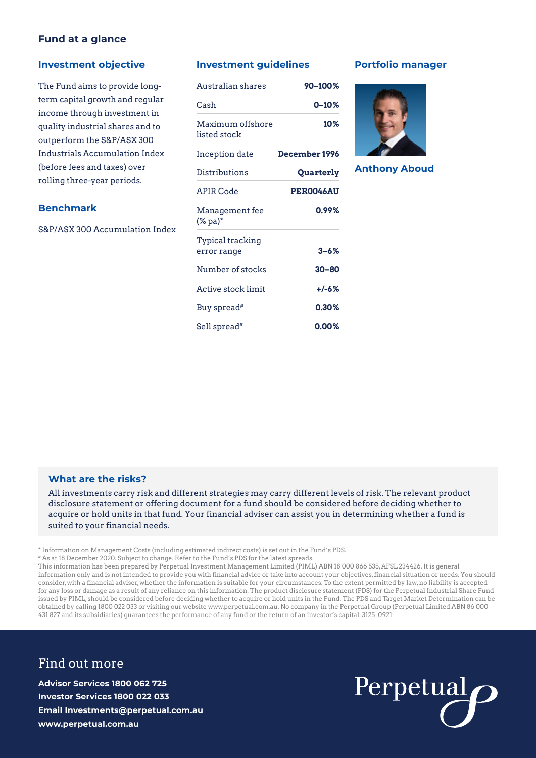## Fund at a glance

### Investment objective

The Fund aims to provide long-term capital growth and regular income through investment in quality industrial shares and to outperform the S&P/ASX 300 Industrials Accumulation Index (before fees and taxes) over rolling three-year periods.

### Benchmark

S&P/ASX 300 Accumulation Index

### Investment guidelines

| | |
|---|---|
| Australian shares | **90–100%** |
| Cash | **0–10%** |
| Maximum offshore listed stock | **10%** |
| Inception date | **December 1996** |
| Distributions | **Quarterly** |
| APIR Code | **PER0046AU** |
| Management fee (% pa)* | **0.99%** |
| Typical tracking error range | **3–6%** |
| Number of stocks | **30–80** |
| Active stock limit | **+/-6%** |
| Buy spread# | **0.30%** |
| Sell spread# | **0.00%** |

### Portfolio manager

**Anthony Aboud**

### What are the risks?

All investments carry risk and different strategies may carry different levels of risk. The relevant product disclosure statement or offering document for a fund should be considered before deciding whether to acquire or hold units in that fund. Your financial adviser can assist you in determining whether a fund is suited to your financial needs.

* Information on Management Costs (including estimated indirect costs) is set out in the Fund's PDS.
# As at 18 December 2020. Subject to change. Refer to the Fund's PDS for the latest spreads.
This information has been prepared by Perpetual Investment Management Limited (PIML) ABN 18 000 866 535, AFSL 234426. It is general information only and is not intended to provide you with financial advice or take into account your objectives, financial situation or needs. You should consider, with a financial adviser, whether the information is suitable for your circumstances. To the extent permitted by law, no liability is accepted for any loss or damage as a result of any reliance on this information. The product disclosure statement (PDS) for the Perpetual Industrial Share Fund issued by PIML, should be considered before deciding whether to acquire or hold units in the Fund. The PDS and Target Market Determination can be obtained by calling 1800 022 033 or visiting our website www.perpetual.com.au. No company in the Perpetual Group (Perpetual Limited ABN 86 000 431 827 and its subsidiaries) guarantees the performance of any fund or the return of an investor's capital. 3125_0921

## Find out more

**Advisor Services 1800 062 725**
**Investor Services 1800 022 033**
**Email Investments@perpetual.com.au**
**www.perpetual.com.au**

Perpetual